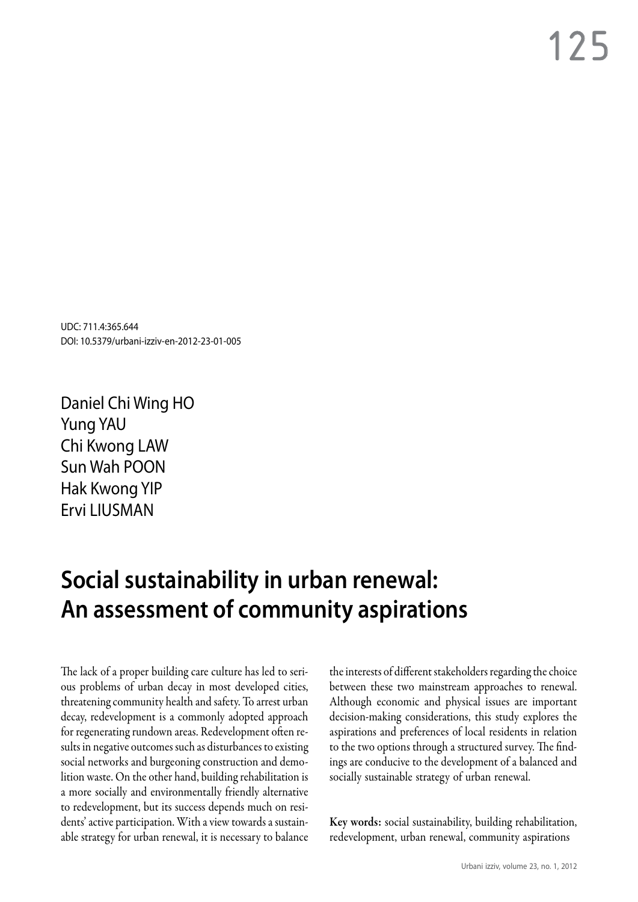UDC: 711.4:365.644
DOI: 10.5379/urbani-izziv-en-2012-23-01-005

Daniel Chi Wing HO
Yung YAU
Chi Kwong LAW
Sun Wah POON
Hak Kwong YIP
Ervi LIUSMAN

# Social sustainability in urban renewal: An assessment of community aspirations

The lack of a proper building care culture has led to serious problems of urban decay in most developed cities, threatening community health and safety. To arrest urban decay, redevelopment is a commonly adopted approach for regenerating rundown areas. Redevelopment often results in negative outcomes such as disturbances to existing social networks and burgeoning construction and demolition waste. On the other hand, building rehabilitation is a more socially and environmentally friendly alternative to redevelopment, but its success depends much on residents' active participation. With a view towards a sustainable strategy for urban renewal, it is necessary to balance the interests of different stakeholders regarding the choice between these two mainstream approaches to renewal. Although economic and physical issues are important decision-making considerations, this study explores the aspirations and preferences of local residents in relation to the two options through a structured survey. The findings are conducive to the development of a balanced and socially sustainable strategy of urban renewal.

**Key words:** social sustainability, building rehabilitation, redevelopment, urban renewal, community aspirations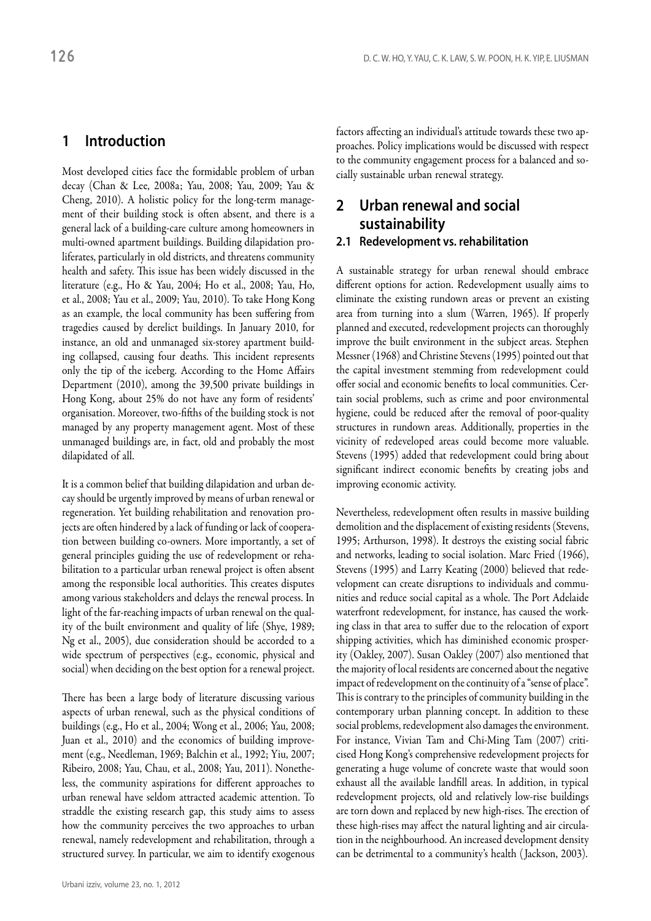## 1 Introduction

Most developed cities face the formidable problem of urban decay (Chan & Lee, 2008a; Yau, 2008; Yau, 2009; Yau & Cheng, 2010). A holistic policy for the long-term management of their building stock is often absent, and there is a general lack of a building-care culture among homeowners in multi-owned apartment buildings. Building dilapidation proliferates, particularly in old districts, and threatens community health and safety. This issue has been widely discussed in the literature (e.g., Ho & Yau, 2004; Ho et al., 2008; Yau, Ho, et al., 2008; Yau et al., 2009; Yau, 2010). To take Hong Kong as an example, the local community has been suffering from tragedies caused by derelict buildings. In January 2010, for instance, an old and unmanaged six-storey apartment building collapsed, causing four deaths. This incident represents only the tip of the iceberg. According to the Home Affairs Department (2010), among the 39,500 private buildings in Hong Kong, about 25% do not have any form of residents' organisation. Moreover, two-fifths of the building stock is not managed by any property management agent. Most of these unmanaged buildings are, in fact, old and probably the most dilapidated of all.

It is a common belief that building dilapidation and urban decay should be urgently improved by means of urban renewal or regeneration. Yet building rehabilitation and renovation projects are often hindered by a lack of funding or lack of cooperation between building co-owners. More importantly, a set of general principles guiding the use of redevelopment or rehabilitation to a particular urban renewal project is often absent among the responsible local authorities. This creates disputes among various stakeholders and delays the renewal process. In light of the far-reaching impacts of urban renewal on the quality of the built environment and quality of life (Shye, 1989; Ng et al., 2005), due consideration should be accorded to a wide spectrum of perspectives (e.g., economic, physical and social) when deciding on the best option for a renewal project.

There has been a large body of literature discussing various aspects of urban renewal, such as the physical conditions of buildings (e.g., Ho et al., 2004; Wong et al., 2006; Yau, 2008; Juan et al., 2010) and the economics of building improvement (e.g., Needleman, 1969; Balchin et al., 1992; Yiu, 2007; Ribeiro, 2008; Yau, Chau, et al., 2008; Yau, 2011). Nonetheless, the community aspirations for different approaches to urban renewal have seldom attracted academic attention. To straddle the existing research gap, this study aims to assess how the community perceives the two approaches to urban renewal, namely redevelopment and rehabilitation, through a structured survey. In particular, we aim to identify exogenous factors affecting an individual's attitude towards these two approaches. Policy implications would be discussed with respect to the community engagement process for a balanced and socially sustainable urban renewal strategy.

## 2 Urban renewal and social sustainability

### 2.1 Redevelopment vs. rehabilitation

A sustainable strategy for urban renewal should embrace different options for action. Redevelopment usually aims to eliminate the existing rundown areas or prevent an existing area from turning into a slum (Warren, 1965). If properly planned and executed, redevelopment projects can thoroughly improve the built environment in the subject areas. Stephen Messner (1968) and Christine Stevens (1995) pointed out that the capital investment stemming from redevelopment could offer social and economic benefits to local communities. Certain social problems, such as crime and poor environmental hygiene, could be reduced after the removal of poor-quality structures in rundown areas. Additionally, properties in the vicinity of redeveloped areas could become more valuable. Stevens (1995) added that redevelopment could bring about significant indirect economic benefits by creating jobs and improving economic activity.

Nevertheless, redevelopment often results in massive building demolition and the displacement of existing residents (Stevens, 1995; Arthurson, 1998). It destroys the existing social fabric and networks, leading to social isolation. Marc Fried (1966), Stevens (1995) and Larry Keating (2000) believed that redevelopment can create disruptions to individuals and communities and reduce social capital as a whole. The Port Adelaide waterfront redevelopment, for instance, has caused the working class in that area to suffer due to the relocation of export shipping activities, which has diminished economic prosperity (Oakley, 2007). Susan Oakley (2007) also mentioned that the majority of local residents are concerned about the negative impact of redevelopment on the continuity of a "sense of place". This is contrary to the principles of community building in the contemporary urban planning concept. In addition to these social problems, redevelopment also damages the environment. For instance, Vivian Tam and Chi-Ming Tam (2007) criticised Hong Kong's comprehensive redevelopment projects for generating a huge volume of concrete waste that would soon exhaust all the available landfill areas. In addition, in typical redevelopment projects, old and relatively low-rise buildings are torn down and replaced by new high-rises. The erection of these high-rises may affect the natural lighting and air circulation in the neighbourhood. An increased development density can be detrimental to a community's health (Jackson, 2003).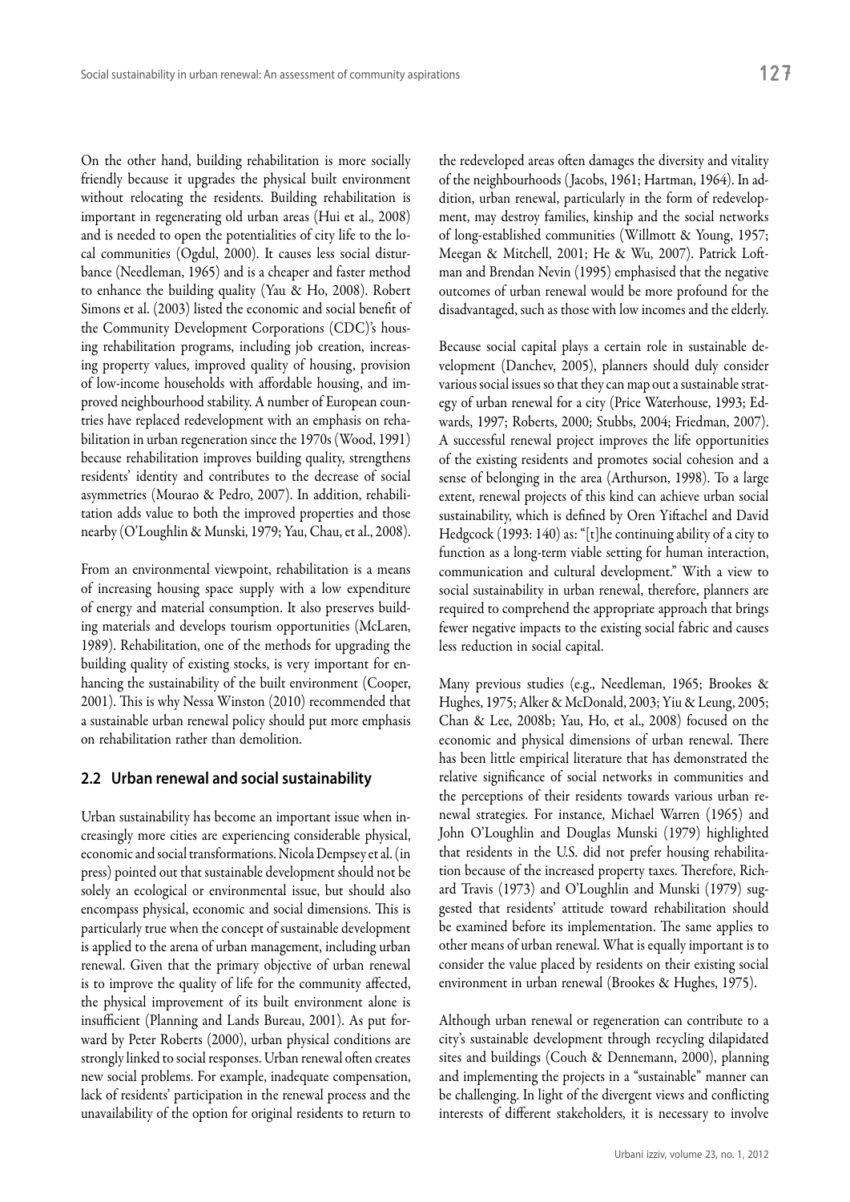On the other hand, building rehabilitation is more socially friendly because it upgrades the physical built environment without relocating the residents. Building rehabilitation is important in regenerating old urban areas (Hui et al., 2008) and is needed to open the potentialities of city life to the local communities (Ogdul, 2000). It causes less social disturbance (Needleman, 1965) and is a cheaper and faster method to enhance the building quality (Yau & Ho, 2008). Robert Simons et al. (2003) listed the economic and social benefit of the Community Development Corporations (CDC)'s housing rehabilitation programs, including job creation, increasing property values, improved quality of housing, provision of low-income households with affordable housing, and improved neighbourhood stability. A number of European countries have replaced redevelopment with an emphasis on rehabilitation in urban regeneration since the 1970s (Wood, 1991) because rehabilitation improves building quality, strengthens residents' identity and contributes to the decrease of social asymmetries (Mourao & Pedro, 2007). In addition, rehabilitation adds value to both the improved properties and those nearby (O'Loughlin & Munski, 1979; Yau, Chau, et al., 2008).

From an environmental viewpoint, rehabilitation is a means of increasing housing space supply with a low expenditure of energy and material consumption. It also preserves building materials and develops tourism opportunities (McLaren, 1989). Rehabilitation, one of the methods for upgrading the building quality of existing stocks, is very important for enhancing the sustainability of the built environment (Cooper, 2001). This is why Nessa Winston (2010) recommended that a sustainable urban renewal policy should put more emphasis on rehabilitation rather than demolition.

## 2.2 Urban renewal and social sustainability

Urban sustainability has become an important issue when increasingly more cities are experiencing considerable physical, economic and social transformations. Nicola Dempsey et al. (in press) pointed out that sustainable development should not be solely an ecological or environmental issue, but should also encompass physical, economic and social dimensions. This is particularly true when the concept of sustainable development is applied to the arena of urban management, including urban renewal. Given that the primary objective of urban renewal is to improve the quality of life for the community affected, the physical improvement of its built environment alone is insufficient (Planning and Lands Bureau, 2001). As put forward by Peter Roberts (2000), urban physical conditions are strongly linked to social responses. Urban renewal often creates new social problems. For example, inadequate compensation, lack of residents' participation in the renewal process and the unavailability of the option for original residents to return to the redeveloped areas often damages the diversity and vitality of the neighbourhoods (Jacobs, 1961; Hartman, 1964). In addition, urban renewal, particularly in the form of redevelopment, may destroy families, kinship and the social networks of long-established communities (Willmott & Young, 1957; Meegan & Mitchell, 2001; He & Wu, 2007). Patrick Loftman and Brendan Nevin (1995) emphasised that the negative outcomes of urban renewal would be more profound for the disadvantaged, such as those with low incomes and the elderly.

Because social capital plays a certain role in sustainable development (Danchev, 2005), planners should duly consider various social issues so that they can map out a sustainable strategy of urban renewal for a city (Price Waterhouse, 1993; Edwards, 1997; Roberts, 2000; Stubbs, 2004; Friedman, 2007). A successful renewal project improves the life opportunities of the existing residents and promotes social cohesion and a sense of belonging in the area (Arthurson, 1998). To a large extent, renewal projects of this kind can achieve urban social sustainability, which is defined by Oren Yiftachel and David Hedgcock (1993: 140) as: "[t]he continuing ability of a city to function as a long-term viable setting for human interaction, communication and cultural development." With a view to social sustainability in urban renewal, therefore, planners are required to comprehend the appropriate approach that brings fewer negative impacts to the existing social fabric and causes less reduction in social capital.

Many previous studies (e.g., Needleman, 1965; Brookes & Hughes, 1975; Alker & McDonald, 2003; Yiu & Leung, 2005; Chan & Lee, 2008b; Yau, Ho, et al., 2008) focused on the economic and physical dimensions of urban renewal. There has been little empirical literature that has demonstrated the relative significance of social networks in communities and the perceptions of their residents towards various urban renewal strategies. For instance, Michael Warren (1965) and John O'Loughlin and Douglas Munski (1979) highlighted that residents in the U.S. did not prefer housing rehabilitation because of the increased property taxes. Therefore, Richard Travis (1973) and O'Loughlin and Munski (1979) suggested that residents' attitude toward rehabilitation should be examined before its implementation. The same applies to other means of urban renewal. What is equally important is to consider the value placed by residents on their existing social environment in urban renewal (Brookes & Hughes, 1975).

Although urban renewal or regeneration can contribute to a city's sustainable development through recycling dilapidated sites and buildings (Couch & Dennemann, 2000), planning and implementing the projects in a "sustainable" manner can be challenging. In light of the divergent views and conflicting interests of different stakeholders, it is necessary to involve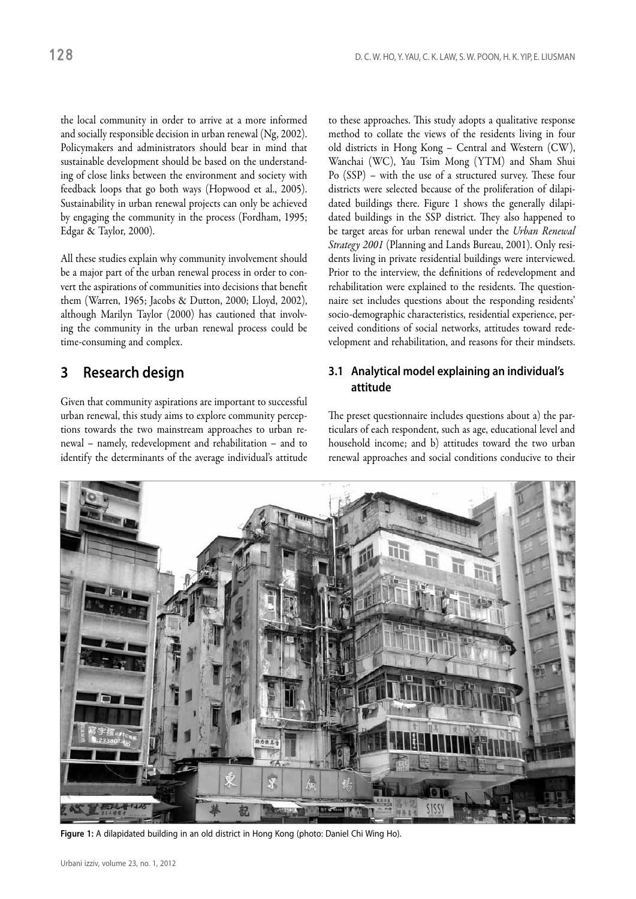the local community in order to arrive at a more informed and socially responsible decision in urban renewal (Ng, 2002). Policymakers and administrators should bear in mind that sustainable development should be based on the understanding of close links between the environment and society with feedback loops that go both ways (Hopwood et al., 2005). Sustainability in urban renewal projects can only be achieved by engaging the community in the process (Fordham, 1995; Edgar & Taylor, 2000).

All these studies explain why community involvement should be a major part of the urban renewal process in order to convert the aspirations of communities into decisions that benefit them (Warren, 1965; Jacobs & Dutton, 2000; Lloyd, 2002), although Marilyn Taylor (2000) has cautioned that involving the community in the urban renewal process could be time-consuming and complex.

## 3 Research design

Given that community aspirations are important to successful urban renewal, this study aims to explore community perceptions towards the two mainstream approaches to urban renewal – namely, redevelopment and rehabilitation – and to identify the determinants of the average individual's attitude to these approaches. This study adopts a qualitative response method to collate the views of the residents living in four old districts in Hong Kong – Central and Western (CW), Wanchai (WC), Yau Tsim Mong (YTM) and Sham Shui Po (SSP) – with the use of a structured survey. These four districts were selected because of the proliferation of dilapidated buildings there. Figure 1 shows the generally dilapidated buildings in the SSP district. They also happened to be target areas for urban renewal under the *Urban Renewal Strategy 2001* (Planning and Lands Bureau, 2001). Only residents living in private residential buildings were interviewed. Prior to the interview, the definitions of redevelopment and rehabilitation were explained to the residents. The questionnaire set includes questions about the responding residents' socio-demographic characteristics, residential experience, perceived conditions of social networks, attitudes toward redevelopment and rehabilitation, and reasons for their mindsets.

### 3.1 Analytical model explaining an individual's attitude

The preset questionnaire includes questions about a) the particulars of each respondent, such as age, educational level and household income; and b) attitudes toward the two urban renewal approaches and social conditions conducive to their

**Figure 1:** A dilapidated building in an old district in Hong Kong (photo: Daniel Chi Wing Ho).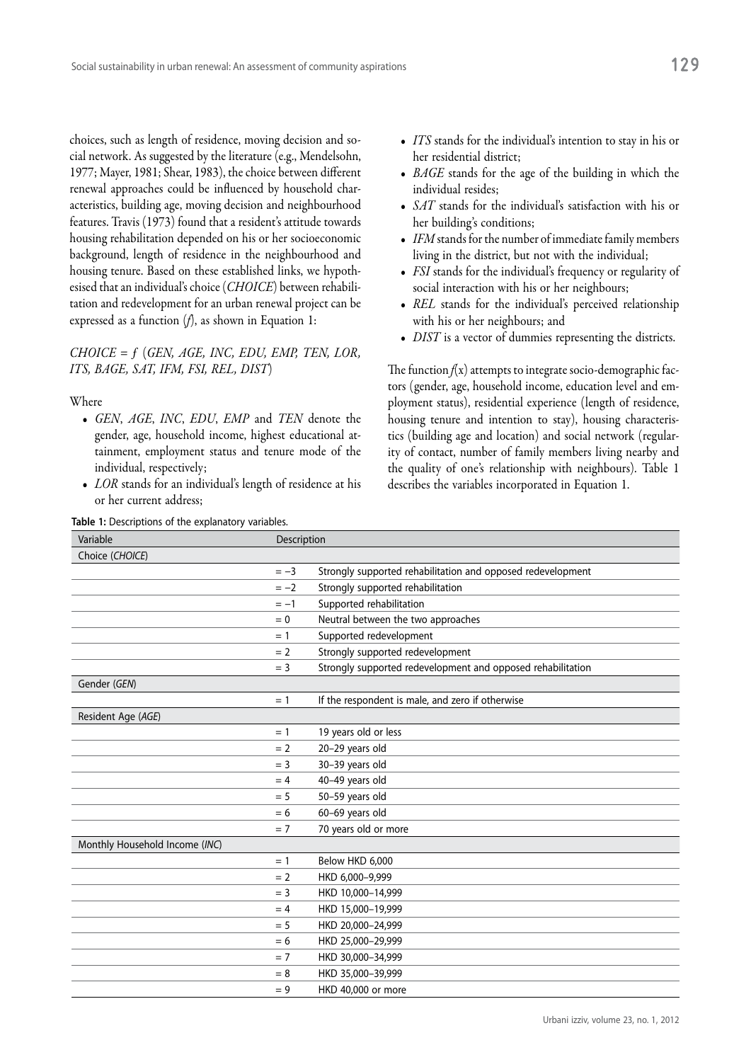choices, such as length of residence, moving decision and social network. As suggested by the literature (e.g., Mendelsohn, 1977; Mayer, 1981; Shear, 1983), the choice between different renewal approaches could be influenced by household characteristics, building age, moving decision and neighbourhood features. Travis (1973) found that a resident's attitude towards housing rehabilitation depended on his or her socioeconomic background, length of residence in the neighbourhood and housing tenure. Based on these established links, we hypothesised that an individual's choice (*CHOICE*) between rehabilitation and redevelopment for an urban renewal project can be expressed as a function (*f*), as shown in Equation 1:

*CHOICE = f (GEN, AGE, INC, EDU, EMP, TEN, LOR, ITS, BAGE, SAT, IFM, FSI, REL, DIST*)

Where

- *GEN*, *AGE*, *INC*, *EDU*, *EMP* and *TEN* denote the gender, age, household income, highest educational attainment, employment status and tenure mode of the individual, respectively;
- *LOR* stands for an individual's length of residence at his or her current address;
- *ITS* stands for the individual's intention to stay in his or her residential district;
- *BAGE* stands for the age of the building in which the individual resides;
- *SAT* stands for the individual's satisfaction with his or her building's conditions;
- *IFM* stands for the number of immediate family members living in the district, but not with the individual;
- *FSI* stands for the individual's frequency or regularity of social interaction with his or her neighbours;
- *REL* stands for the individual's perceived relationship with his or her neighbours; and
- *DIST* is a vector of dummies representing the districts.

The function *f*(x) attempts to integrate socio-demographic factors (gender, age, household income, education level and employment status), residential experience (length of residence, housing tenure and intention to stay), housing characteristics (building age and location) and social network (regularity of contact, number of family members living nearby and the quality of one's relationship with neighbours). Table 1 describes the variables incorporated in Equation 1.

**Table 1:** Descriptions of the explanatory variables.

| Variable | Description | |
|---|---|---|
| Choice (*CHOICE*) | | |
| | = −3 | Strongly supported rehabilitation and opposed redevelopment |
| | = −2 | Strongly supported rehabilitation |
| | = −1 | Supported rehabilitation |
| | = 0 | Neutral between the two approaches |
| | = 1 | Supported redevelopment |
| | = 2 | Strongly supported redevelopment |
| | = 3 | Strongly supported redevelopment and opposed rehabilitation |
| Gender (*GEN*) | | |
| | = 1 | If the respondent is male, and zero if otherwise |
| Resident Age (*AGE*) | | |
| | = 1 | 19 years old or less |
| | = 2 | 20–29 years old |
| | = 3 | 30–39 years old |
| | = 4 | 40–49 years old |
| | = 5 | 50–59 years old |
| | = 6 | 60–69 years old |
| | = 7 | 70 years old or more |
| Monthly Household Income (*INC*) | | |
| | = 1 | Below HKD 6,000 |
| | = 2 | HKD 6,000–9,999 |
| | = 3 | HKD 10,000–14,999 |
| | = 4 | HKD 15,000–19,999 |
| | = 5 | HKD 20,000–24,999 |
| | = 6 | HKD 25,000–29,999 |
| | = 7 | HKD 30,000–34,999 |
| | = 8 | HKD 35,000–39,999 |
| | = 9 | HKD 40,000 or more |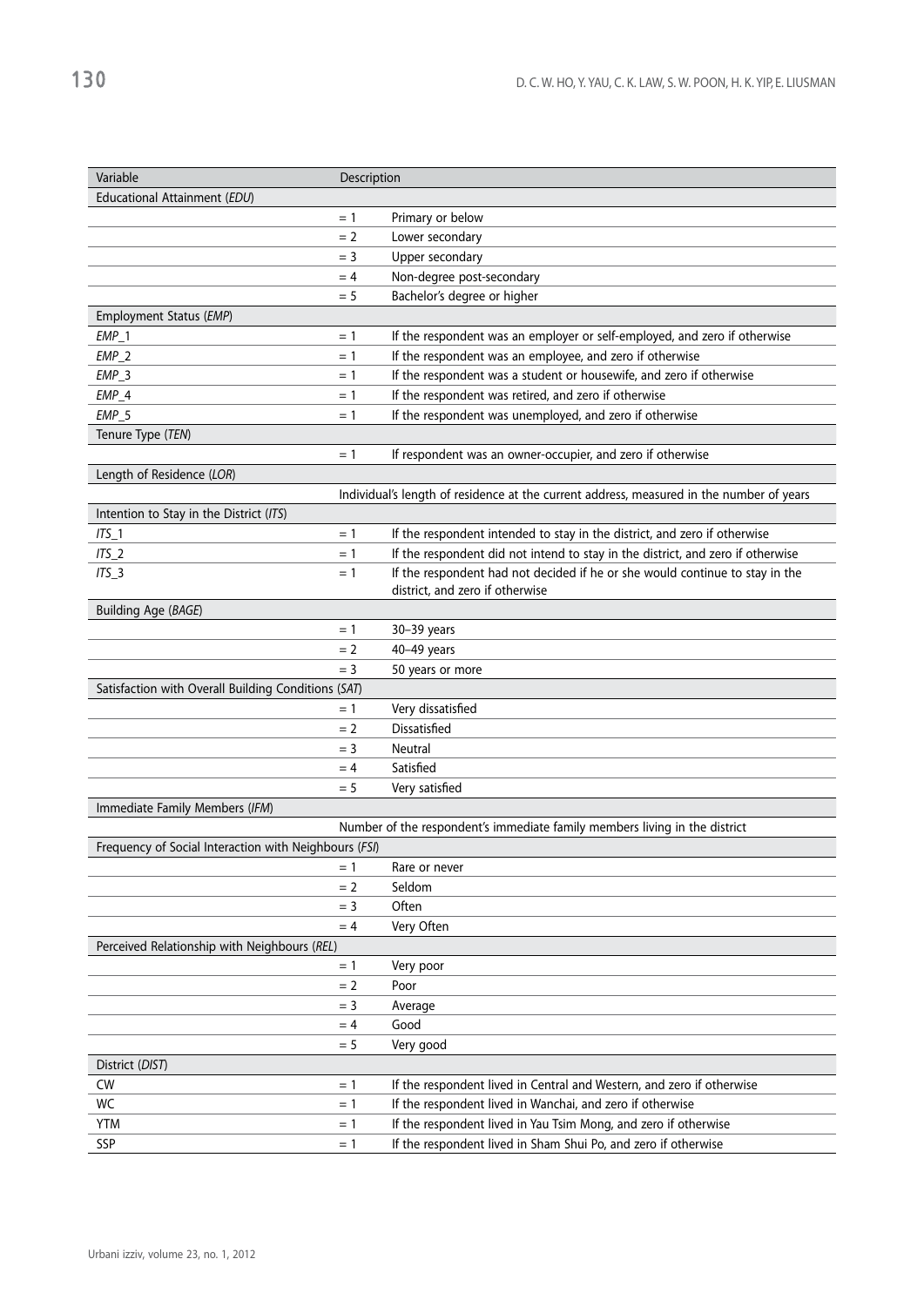| Variable | Description | |
|---|---|---|
| Educational Attainment (*EDU*) | | |
| | = 1 | Primary or below |
| | = 2 | Lower secondary |
| | = 3 | Upper secondary |
| | = 4 | Non-degree post-secondary |
| | = 5 | Bachelor's degree or higher |
| Employment Status (*EMP*) | | |
| *EMP_1* | = 1 | If the respondent was an employer or self-employed, and zero if otherwise |
| *EMP_2* | = 1 | If the respondent was an employee, and zero if otherwise |
| *EMP_3* | = 1 | If the respondent was a student or housewife, and zero if otherwise |
| *EMP_4* | = 1 | If the respondent was retired, and zero if otherwise |
| *EMP_5* | = 1 | If the respondent was unemployed, and zero if otherwise |
| Tenure Type (*TEN*) | | |
| | = 1 | If respondent was an owner-occupier, and zero if otherwise |
| Length of Residence (*LOR*) | | |
| | Individual's length of residence at the current address, measured in the number of years | |
| Intention to Stay in the District (*ITS*) | | |
| *ITS_1* | = 1 | If the respondent intended to stay in the district, and zero if otherwise |
| *ITS_2* | = 1 | If the respondent did not intend to stay in the district, and zero if otherwise |
| *ITS_3* | = 1 | If the respondent had not decided if he or she would continue to stay in the district, and zero if otherwise |
| Building Age (*BAGE*) | | |
| | = 1 | 30–39 years |
| | = 2 | 40–49 years |
| | = 3 | 50 years or more |
| Satisfaction with Overall Building Conditions (*SAT*) | | |
| | = 1 | Very dissatisfied |
| | = 2 | Dissatisfied |
| | = 3 | Neutral |
| | = 4 | Satisfied |
| | = 5 | Very satisfied |
| Immediate Family Members (*IFM*) | | |
| | Number of the respondent's immediate family members living in the district | |
| Frequency of Social Interaction with Neighbours (*FSI*) | | |
| | = 1 | Rare or never |
| | = 2 | Seldom |
| | = 3 | Often |
| | = 4 | Very Often |
| Perceived Relationship with Neighbours (*REL*) | | |
| | = 1 | Very poor |
| | = 2 | Poor |
| | = 3 | Average |
| | = 4 | Good |
| | = 5 | Very good |
| District (*DIST*) | | |
| CW | = 1 | If the respondent lived in Central and Western, and zero if otherwise |
| WC | = 1 | If the respondent lived in Wanchai, and zero if otherwise |
| YTM | = 1 | If the respondent lived in Yau Tsim Mong, and zero if otherwise |
| SSP | = 1 | If the respondent lived in Sham Shui Po, and zero if otherwise |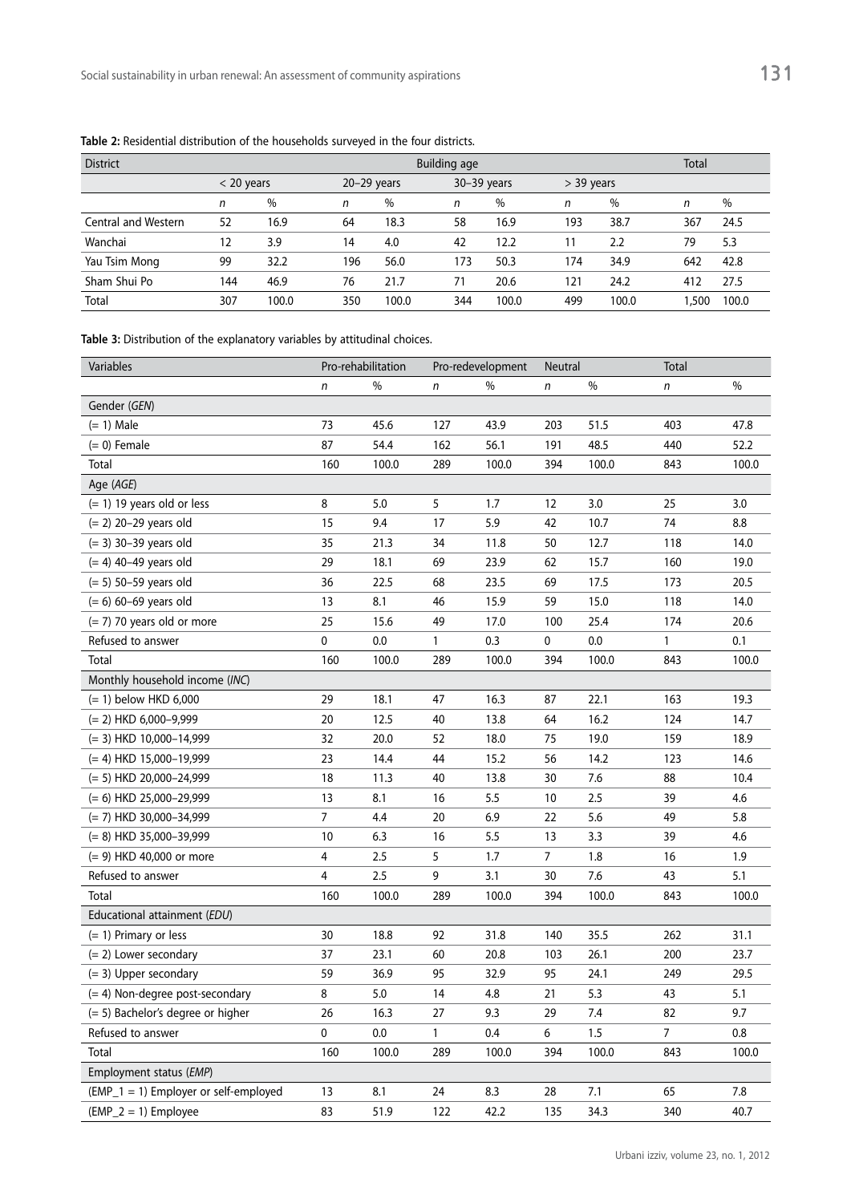**Table 2:** Residential distribution of the households surveyed in the four districts.

| District | Building age | | | | | | | | Total | |
|---|---|---|---|---|---|---|---|---|---|---|
| | < 20 years | | 20–29 years | | 30–39 years | | > 39 years | | | |
| | *n* | % | *n* | % | *n* | % | *n* | % | *n* | % |
| Central and Western | 52 | 16.9 | 64 | 18.3 | 58 | 16.9 | 193 | 38.7 | 367 | 24.5 |
| Wanchai | 12 | 3.9 | 14 | 4.0 | 42 | 12.2 | 11 | 2.2 | 79 | 5.3 |
| Yau Tsim Mong | 99 | 32.2 | 196 | 56.0 | 173 | 50.3 | 174 | 34.9 | 642 | 42.8 |
| Sham Shui Po | 144 | 46.9 | 76 | 21.7 | 71 | 20.6 | 121 | 24.2 | 412 | 27.5 |
| Total | 307 | 100.0 | 350 | 100.0 | 344 | 100.0 | 499 | 100.0 | 1,500 | 100.0 |

**Table 3:** Distribution of the explanatory variables by attitudinal choices.

| Variables | Pro-rehabilitation | | Pro-redevelopment | | Neutral | | Total | |
|---|---|---|---|---|---|---|---|---|
| | *n* | % | *n* | % | *n* | % | *n* | % |
| Gender (*GEN*) | | | | | | | | |
| (= 1) Male | 73 | 45.6 | 127 | 43.9 | 203 | 51.5 | 403 | 47.8 |
| (= 0) Female | 87 | 54.4 | 162 | 56.1 | 191 | 48.5 | 440 | 52.2 |
| Total | 160 | 100.0 | 289 | 100.0 | 394 | 100.0 | 843 | 100.0 |
| Age (*AGE*) | | | | | | | | |
| (= 1) 19 years old or less | 8 | 5.0 | 5 | 1.7 | 12 | 3.0 | 25 | 3.0 |
| (= 2) 20–29 years old | 15 | 9.4 | 17 | 5.9 | 42 | 10.7 | 74 | 8.8 |
| (= 3) 30–39 years old | 35 | 21.3 | 34 | 11.8 | 50 | 12.7 | 118 | 14.0 |
| (= 4) 40–49 years old | 29 | 18.1 | 69 | 23.9 | 62 | 15.7 | 160 | 19.0 |
| (= 5) 50–59 years old | 36 | 22.5 | 68 | 23.5 | 69 | 17.5 | 173 | 20.5 |
| (= 6) 60–69 years old | 13 | 8.1 | 46 | 15.9 | 59 | 15.0 | 118 | 14.0 |
| (= 7) 70 years old or more | 25 | 15.6 | 49 | 17.0 | 100 | 25.4 | 174 | 20.6 |
| Refused to answer | 0 | 0.0 | 1 | 0.3 | 0 | 0.0 | 1 | 0.1 |
| Total | 160 | 100.0 | 289 | 100.0 | 394 | 100.0 | 843 | 100.0 |
| Monthly household income (*INC*) | | | | | | | | |
| (= 1) below HKD 6,000 | 29 | 18.1 | 47 | 16.3 | 87 | 22.1 | 163 | 19.3 |
| (= 2) HKD 6,000–9,999 | 20 | 12.5 | 40 | 13.8 | 64 | 16.2 | 124 | 14.7 |
| (= 3) HKD 10,000–14,999 | 32 | 20.0 | 52 | 18.0 | 75 | 19.0 | 159 | 18.9 |
| (= 4) HKD 15,000–19,999 | 23 | 14.4 | 44 | 15.2 | 56 | 14.2 | 123 | 14.6 |
| (= 5) HKD 20,000–24,999 | 18 | 11.3 | 40 | 13.8 | 30 | 7.6 | 88 | 10.4 |
| (= 6) HKD 25,000–29,999 | 13 | 8.1 | 16 | 5.5 | 10 | 2.5 | 39 | 4.6 |
| (= 7) HKD 30,000–34,999 | 7 | 4.4 | 20 | 6.9 | 22 | 5.6 | 49 | 5.8 |
| (= 8) HKD 35,000–39,999 | 10 | 6.3 | 16 | 5.5 | 13 | 3.3 | 39 | 4.6 |
| (= 9) HKD 40,000 or more | 4 | 2.5 | 5 | 1.7 | 7 | 1.8 | 16 | 1.9 |
| Refused to answer | 4 | 2.5 | 9 | 3.1 | 30 | 7.6 | 43 | 5.1 |
| Total | 160 | 100.0 | 289 | 100.0 | 394 | 100.0 | 843 | 100.0 |
| Educational attainment (*EDU*) | | | | | | | | |
| (= 1) Primary or less | 30 | 18.8 | 92 | 31.8 | 140 | 35.5 | 262 | 31.1 |
| (= 2) Lower secondary | 37 | 23.1 | 60 | 20.8 | 103 | 26.1 | 200 | 23.7 |
| (= 3) Upper secondary | 59 | 36.9 | 95 | 32.9 | 95 | 24.1 | 249 | 29.5 |
| (= 4) Non-degree post-secondary | 8 | 5.0 | 14 | 4.8 | 21 | 5.3 | 43 | 5.1 |
| (= 5) Bachelor's degree or higher | 26 | 16.3 | 27 | 9.3 | 29 | 7.4 | 82 | 9.7 |
| Refused to answer | 0 | 0.0 | 1 | 0.4 | 6 | 1.5 | 7 | 0.8 |
| Total | 160 | 100.0 | 289 | 100.0 | 394 | 100.0 | 843 | 100.0 |
| Employment status (*EMP*) | | | | | | | | |
| (EMP_1 = 1) Employer or self-employed | 13 | 8.1 | 24 | 8.3 | 28 | 7.1 | 65 | 7.8 |
| (EMP_2 = 1) Employee | 83 | 51.9 | 122 | 42.2 | 135 | 34.3 | 340 | 40.7 |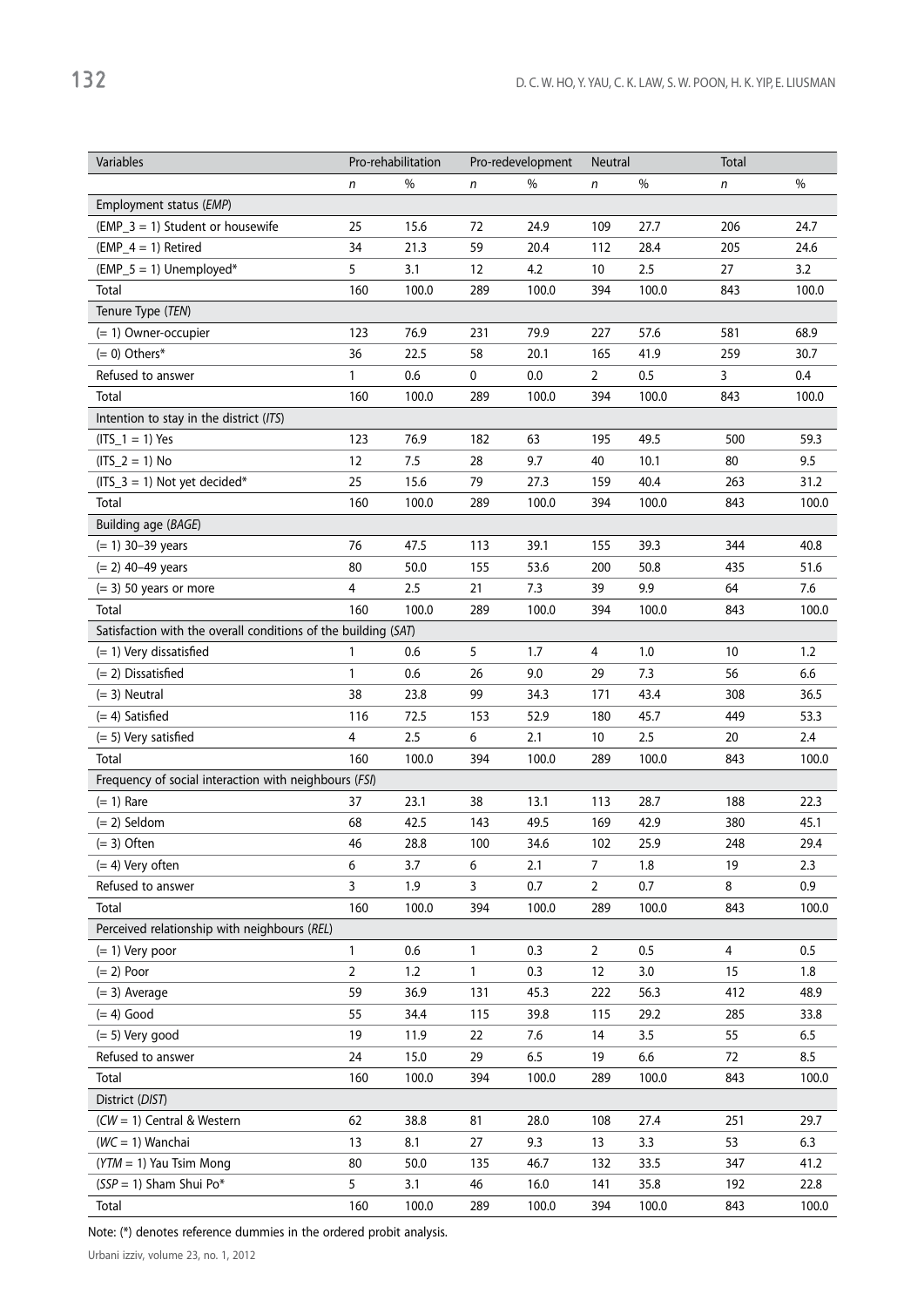| Variables | Pro-rehabilitation | | Pro-redevelopment | | Neutral | | Total | |
|---|---|---|---|---|---|---|---|---|
| | *n* | % | *n* | % | *n* | % | *n* | % |
| Employment status (*EMP*) | | | | | | | | |
| (EMP_3 = 1) Student or housewife | 25 | 15.6 | 72 | 24.9 | 109 | 27.7 | 206 | 24.7 |
| (EMP_4 = 1) Retired | 34 | 21.3 | 59 | 20.4 | 112 | 28.4 | 205 | 24.6 |
| (EMP_5 = 1) Unemployed* | 5 | 3.1 | 12 | 4.2 | 10 | 2.5 | 27 | 3.2 |
| Total | 160 | 100.0 | 289 | 100.0 | 394 | 100.0 | 843 | 100.0 |
| Tenure Type (*TEN*) | | | | | | | | |
| (= 1) Owner-occupier | 123 | 76.9 | 231 | 79.9 | 227 | 57.6 | 581 | 68.9 |
| (= 0) Others* | 36 | 22.5 | 58 | 20.1 | 165 | 41.9 | 259 | 30.7 |
| Refused to answer | 1 | 0.6 | 0 | 0.0 | 2 | 0.5 | 3 | 0.4 |
| Total | 160 | 100.0 | 289 | 100.0 | 394 | 100.0 | 843 | 100.0 |
| Intention to stay in the district (*ITS*) | | | | | | | | |
| (ITS_1 = 1) Yes | 123 | 76.9 | 182 | 63 | 195 | 49.5 | 500 | 59.3 |
| (ITS_2 = 1) No | 12 | 7.5 | 28 | 9.7 | 40 | 10.1 | 80 | 9.5 |
| (ITS_3 = 1) Not yet decided* | 25 | 15.6 | 79 | 27.3 | 159 | 40.4 | 263 | 31.2 |
| Total | 160 | 100.0 | 289 | 100.0 | 394 | 100.0 | 843 | 100.0 |
| Building age (*BAGE*) | | | | | | | | |
| (= 1) 30–39 years | 76 | 47.5 | 113 | 39.1 | 155 | 39.3 | 344 | 40.8 |
| (= 2) 40–49 years | 80 | 50.0 | 155 | 53.6 | 200 | 50.8 | 435 | 51.6 |
| (= 3) 50 years or more | 4 | 2.5 | 21 | 7.3 | 39 | 9.9 | 64 | 7.6 |
| Total | 160 | 100.0 | 289 | 100.0 | 394 | 100.0 | 843 | 100.0 |
| Satisfaction with the overall conditions of the building (*SAT*) | | | | | | | | |
| (= 1) Very dissatisfied | 1 | 0.6 | 5 | 1.7 | 4 | 1.0 | 10 | 1.2 |
| (= 2) Dissatisfied | 1 | 0.6 | 26 | 9.0 | 29 | 7.3 | 56 | 6.6 |
| (= 3) Neutral | 38 | 23.8 | 99 | 34.3 | 171 | 43.4 | 308 | 36.5 |
| (= 4) Satisfied | 116 | 72.5 | 153 | 52.9 | 180 | 45.7 | 449 | 53.3 |
| (= 5) Very satisfied | 4 | 2.5 | 6 | 2.1 | 10 | 2.5 | 20 | 2.4 |
| Total | 160 | 100.0 | 394 | 100.0 | 289 | 100.0 | 843 | 100.0 |
| Frequency of social interaction with neighbours (*FSI*) | | | | | | | | |
| (= 1) Rare | 37 | 23.1 | 38 | 13.1 | 113 | 28.7 | 188 | 22.3 |
| (= 2) Seldom | 68 | 42.5 | 143 | 49.5 | 169 | 42.9 | 380 | 45.1 |
| (= 3) Often | 46 | 28.8 | 100 | 34.6 | 102 | 25.9 | 248 | 29.4 |
| (= 4) Very often | 6 | 3.7 | 6 | 2.1 | 7 | 1.8 | 19 | 2.3 |
| Refused to answer | 3 | 1.9 | 3 | 0.7 | 2 | 0.7 | 8 | 0.9 |
| Total | 160 | 100.0 | 394 | 100.0 | 289 | 100.0 | 843 | 100.0 |
| Perceived relationship with neighbours (*REL*) | | | | | | | | |
| (= 1) Very poor | 1 | 0.6 | 1 | 0.3 | 2 | 0.5 | 4 | 0.5 |
| (= 2) Poor | 2 | 1.2 | 1 | 0.3 | 12 | 3.0 | 15 | 1.8 |
| (= 3) Average | 59 | 36.9 | 131 | 45.3 | 222 | 56.3 | 412 | 48.9 |
| (= 4) Good | 55 | 34.4 | 115 | 39.8 | 115 | 29.2 | 285 | 33.8 |
| (= 5) Very good | 19 | 11.9 | 22 | 7.6 | 14 | 3.5 | 55 | 6.5 |
| Refused to answer | 24 | 15.0 | 29 | 6.5 | 19 | 6.6 | 72 | 8.5 |
| Total | 160 | 100.0 | 394 | 100.0 | 289 | 100.0 | 843 | 100.0 |
| District (*DIST*) | | | | | | | | |
| (*CW* = 1) Central & Western | 62 | 38.8 | 81 | 28.0 | 108 | 27.4 | 251 | 29.7 |
| (*WC* = 1) Wanchai | 13 | 8.1 | 27 | 9.3 | 13 | 3.3 | 53 | 6.3 |
| (*YTM* = 1) Yau Tsim Mong | 80 | 50.0 | 135 | 46.7 | 132 | 33.5 | 347 | 41.2 |
| (*SSP* = 1) Sham Shui Po* | 5 | 3.1 | 46 | 16.0 | 141 | 35.8 | 192 | 22.8 |
| Total | 160 | 100.0 | 289 | 100.0 | 394 | 100.0 | 843 | 100.0 |

Note: (*) denotes reference dummies in the ordered probit analysis.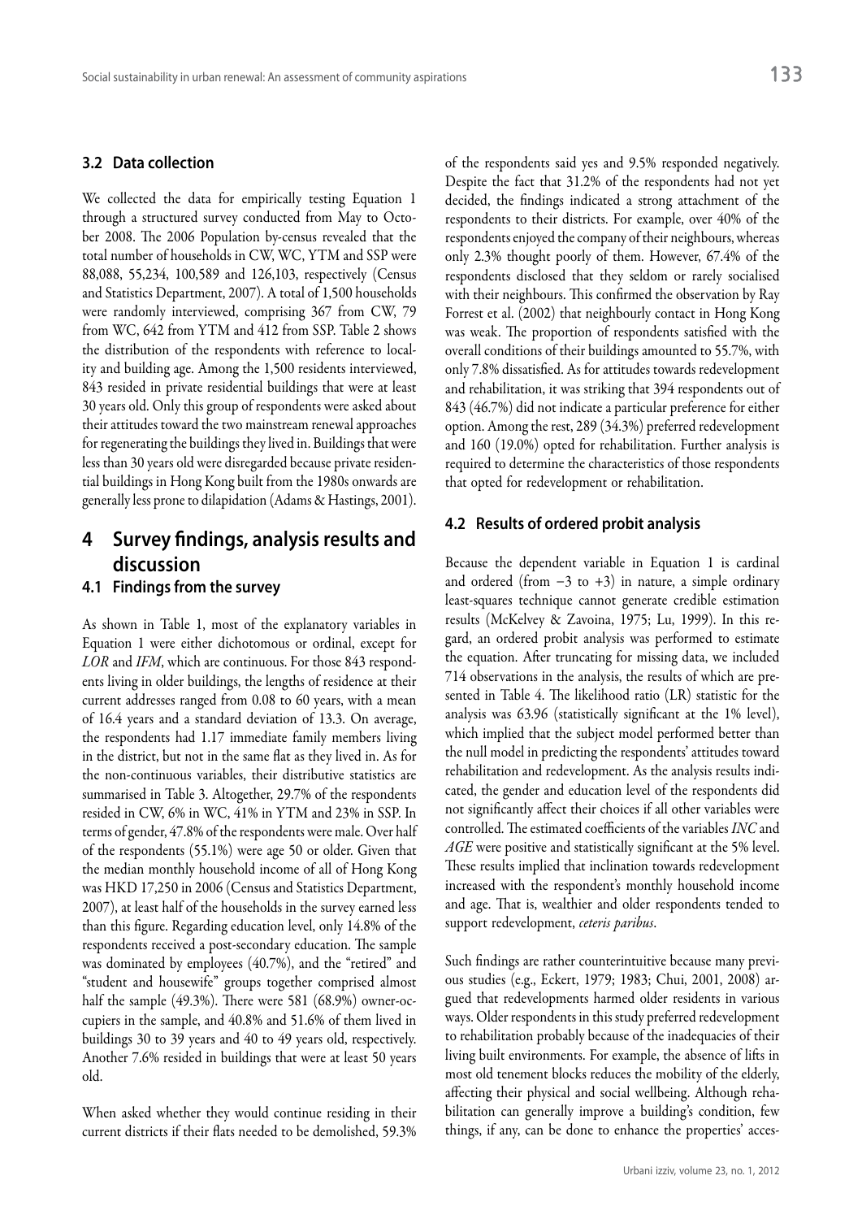### 3.2 Data collection

We collected the data for empirically testing Equation 1 through a structured survey conducted from May to October 2008. The 2006 Population by-census revealed that the total number of households in CW, WC, YTM and SSP were 88,088, 55,234, 100,589 and 126,103, respectively (Census and Statistics Department, 2007). A total of 1,500 households were randomly interviewed, comprising 367 from CW, 79 from WC, 642 from YTM and 412 from SSP. Table 2 shows the distribution of the respondents with reference to locality and building age. Among the 1,500 residents interviewed, 843 resided in private residential buildings that were at least 30 years old. Only this group of respondents were asked about their attitudes toward the two mainstream renewal approaches for regenerating the buildings they lived in. Buildings that were less than 30 years old were disregarded because private residential buildings in Hong Kong built from the 1980s onwards are generally less prone to dilapidation (Adams & Hastings, 2001).

## 4 Survey findings, analysis results and discussion

### 4.1 Findings from the survey

As shown in Table 1, most of the explanatory variables in Equation 1 were either dichotomous or ordinal, except for *LOR* and *IFM*, which are continuous. For those 843 respondents living in older buildings, the lengths of residence at their current addresses ranged from 0.08 to 60 years, with a mean of 16.4 years and a standard deviation of 13.3. On average, the respondents had 1.17 immediate family members living in the district, but not in the same flat as they lived in. As for the non-continuous variables, their distributive statistics are summarised in Table 3. Altogether, 29.7% of the respondents resided in CW, 6% in WC, 41% in YTM and 23% in SSP. In terms of gender, 47.8% of the respondents were male. Over half of the respondents (55.1%) were age 50 or older. Given that the median monthly household income of all of Hong Kong was HKD 17,250 in 2006 (Census and Statistics Department, 2007), at least half of the households in the survey earned less than this figure. Regarding education level, only 14.8% of the respondents received a post-secondary education. The sample was dominated by employees (40.7%), and the "retired" and "student and housewife" groups together comprised almost half the sample (49.3%). There were 581 (68.9%) owner-occupiers in the sample, and 40.8% and 51.6% of them lived in buildings 30 to 39 years and 40 to 49 years old, respectively. Another 7.6% resided in buildings that were at least 50 years old.

When asked whether they would continue residing in their current districts if their flats needed to be demolished, 59.3% of the respondents said yes and 9.5% responded negatively. Despite the fact that 31.2% of the respondents had not yet decided, the findings indicated a strong attachment of the respondents to their districts. For example, over 40% of the respondents enjoyed the company of their neighbours, whereas only 2.3% thought poorly of them. However, 67.4% of the respondents disclosed that they seldom or rarely socialised with their neighbours. This confirmed the observation by Ray Forrest et al. (2002) that neighbourly contact in Hong Kong was weak. The proportion of respondents satisfied with the overall conditions of their buildings amounted to 55.7%, with only 7.8% dissatisfied. As for attitudes towards redevelopment and rehabilitation, it was striking that 394 respondents out of 843 (46.7%) did not indicate a particular preference for either option. Among the rest, 289 (34.3%) preferred redevelopment and 160 (19.0%) opted for rehabilitation. Further analysis is required to determine the characteristics of those respondents that opted for redevelopment or rehabilitation.

### 4.2 Results of ordered probit analysis

Because the dependent variable in Equation 1 is cardinal and ordered (from $-3$ to $+3$) in nature, a simple ordinary least-squares technique cannot generate credible estimation results (McKelvey & Zavoina, 1975; Lu, 1999). In this regard, an ordered probit analysis was performed to estimate the equation. After truncating for missing data, we included 714 observations in the analysis, the results of which are presented in Table 4. The likelihood ratio (LR) statistic for the analysis was 63.96 (statistically significant at the 1% level), which implied that the subject model performed better than the null model in predicting the respondents' attitudes toward rehabilitation and redevelopment. As the analysis results indicated, the gender and education level of the respondents did not significantly affect their choices if all other variables were controlled. The estimated coefficients of the variables *INC* and *AGE* were positive and statistically significant at the 5% level. These results implied that inclination towards redevelopment increased with the respondent's monthly household income and age. That is, wealthier and older respondents tended to support redevelopment, *ceteris paribus*.

Such findings are rather counterintuitive because many previous studies (e.g., Eckert, 1979; 1983; Chui, 2001, 2008) argued that redevelopments harmed older residents in various ways. Older respondents in this study preferred redevelopment to rehabilitation probably because of the inadequacies of their living built environments. For example, the absence of lifts in most old tenement blocks reduces the mobility of the elderly, affecting their physical and social wellbeing. Although rehabilitation can generally improve a building's condition, few things, if any, can be done to enhance the properties' acces-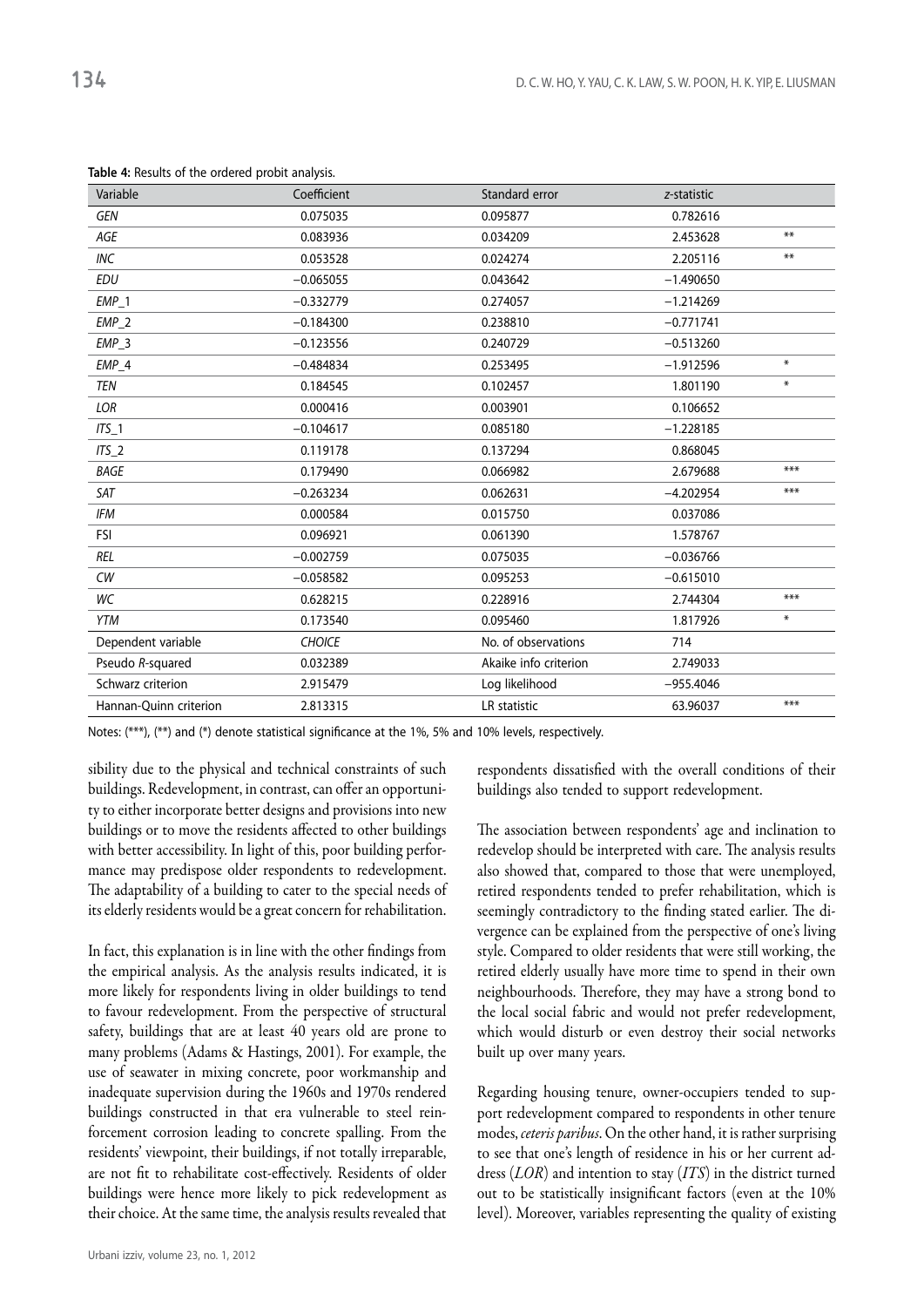**Table 4:** Results of the ordered probit analysis.

| Variable | Coefficient | Standard error | z-statistic | |
|---|---|---|---|---|
| *GEN* | 0.075035 | 0.095877 | 0.782616 | |
| *AGE* | 0.083936 | 0.034209 | 2.453628 | ** |
| *INC* | 0.053528 | 0.024274 | 2.205116 | ** |
| *EDU* | −0.065055 | 0.043642 | −1.490650 | |
| *EMP_1* | −0.332779 | 0.274057 | −1.214269 | |
| *EMP_2* | −0.184300 | 0.238810 | −0.771741 | |
| *EMP_3* | −0.123556 | 0.240729 | −0.513260 | |
| *EMP_4* | −0.484834 | 0.253495 | −1.912596 | * |
| *TEN* | 0.184545 | 0.102457 | 1.801190 | * |
| *LOR* | 0.000416 | 0.003901 | 0.106652 | |
| *ITS_1* | −0.104617 | 0.085180 | −1.228185 | |
| *ITS_2* | 0.119178 | 0.137294 | 0.868045 | |
| *BAGE* | 0.179490 | 0.066982 | 2.679688 | *** |
| *SAT* | −0.263234 | 0.062631 | −4.202954 | *** |
| *IFM* | 0.000584 | 0.015750 | 0.037086 | |
| FSI | 0.096921 | 0.061390 | 1.578767 | |
| *REL* | −0.002759 | 0.075035 | −0.036766 | |
| *CW* | −0.058582 | 0.095253 | −0.615010 | |
| *WC* | 0.628215 | 0.228916 | 2.744304 | *** |
| *YTM* | 0.173540 | 0.095460 | 1.817926 | * |
| Dependent variable | *CHOICE* | No. of observations | 714 | |
| Pseudo *R*-squared | 0.032389 | Akaike info criterion | 2.749033 | |
| Schwarz criterion | 2.915479 | Log likelihood | −955.4046 | |
| Hannan-Quinn criterion | 2.813315 | LR statistic | 63.96037 | *** |

Notes: (***), (**) and (*) denote statistical significance at the 1%, 5% and 10% levels, respectively.

sibility due to the physical and technical constraints of such buildings. Redevelopment, in contrast, can offer an opportunity to either incorporate better designs and provisions into new buildings or to move the residents affected to other buildings with better accessibility. In light of this, poor building performance may predispose older respondents to redevelopment. The adaptability of a building to cater to the special needs of its elderly residents would be a great concern for rehabilitation.

In fact, this explanation is in line with the other findings from the empirical analysis. As the analysis results indicated, it is more likely for respondents living in older buildings to tend to favour redevelopment. From the perspective of structural safety, buildings that are at least 40 years old are prone to many problems (Adams & Hastings, 2001). For example, the use of seawater in mixing concrete, poor workmanship and inadequate supervision during the 1960s and 1970s rendered buildings constructed in that era vulnerable to steel reinforcement corrosion leading to concrete spalling. From the residents' viewpoint, their buildings, if not totally irreparable, are not fit to rehabilitate cost-effectively. Residents of older buildings were hence more likely to pick redevelopment as their choice. At the same time, the analysis results revealed that respondents dissatisfied with the overall conditions of their buildings also tended to support redevelopment.

The association between respondents' age and inclination to redevelop should be interpreted with care. The analysis results also showed that, compared to those that were unemployed, retired respondents tended to prefer rehabilitation, which is seemingly contradictory to the finding stated earlier. The divergence can be explained from the perspective of one's living style. Compared to older residents that were still working, the retired elderly usually have more time to spend in their own neighbourhoods. Therefore, they may have a strong bond to the local social fabric and would not prefer redevelopment, which would disturb or even destroy their social networks built up over many years.

Regarding housing tenure, owner-occupiers tended to support redevelopment compared to respondents in other tenure modes, *ceteris paribus*. On the other hand, it is rather surprising to see that one's length of residence in his or her current address (*LOR*) and intention to stay (*ITS*) in the district turned out to be statistically insignificant factors (even at the 10% level). Moreover, variables representing the quality of existing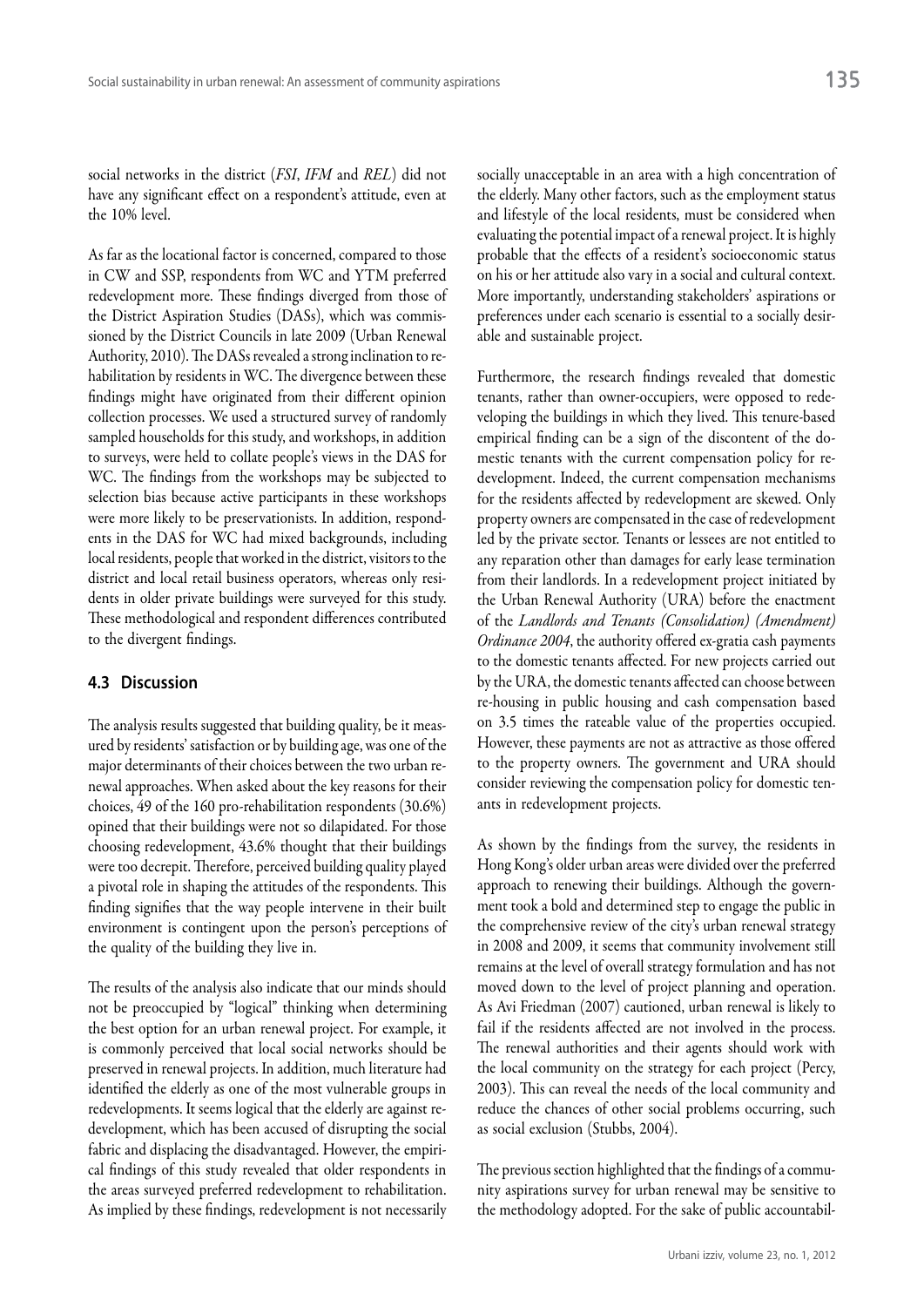social networks in the district (*FSI*, *IFM* and *REL*) did not have any significant effect on a respondent's attitude, even at the 10% level.

As far as the locational factor is concerned, compared to those in CW and SSP, respondents from WC and YTM preferred redevelopment more. These findings diverged from those of the District Aspiration Studies (DASs), which was commissioned by the District Councils in late 2009 (Urban Renewal Authority, 2010). The DASs revealed a strong inclination to rehabilitation by residents in WC. The divergence between these findings might have originated from their different opinion collection processes. We used a structured survey of randomly sampled households for this study, and workshops, in addition to surveys, were held to collate people's views in the DAS for WC. The findings from the workshops may be subjected to selection bias because active participants in these workshops were more likely to be preservationists. In addition, respondents in the DAS for WC had mixed backgrounds, including local residents, people that worked in the district, visitors to the district and local retail business operators, whereas only residents in older private buildings were surveyed for this study. These methodological and respondent differences contributed to the divergent findings.

### 4.3 Discussion

The analysis results suggested that building quality, be it measured by residents' satisfaction or by building age, was one of the major determinants of their choices between the two urban renewal approaches. When asked about the key reasons for their choices, 49 of the 160 pro-rehabilitation respondents (30.6%) opined that their buildings were not so dilapidated. For those choosing redevelopment, 43.6% thought that their buildings were too decrepit. Therefore, perceived building quality played a pivotal role in shaping the attitudes of the respondents. This finding signifies that the way people intervene in their built environment is contingent upon the person's perceptions of the quality of the building they live in.

The results of the analysis also indicate that our minds should not be preoccupied by "logical" thinking when determining the best option for an urban renewal project. For example, it is commonly perceived that local social networks should be preserved in renewal projects. In addition, much literature had identified the elderly as one of the most vulnerable groups in redevelopments. It seems logical that the elderly are against redevelopment, which has been accused of disrupting the social fabric and displacing the disadvantaged. However, the empirical findings of this study revealed that older respondents in the areas surveyed preferred redevelopment to rehabilitation. As implied by these findings, redevelopment is not necessarily socially unacceptable in an area with a high concentration of the elderly. Many other factors, such as the employment status and lifestyle of the local residents, must be considered when evaluating the potential impact of a renewal project. It is highly probable that the effects of a resident's socioeconomic status on his or her attitude also vary in a social and cultural context. More importantly, understanding stakeholders' aspirations or preferences under each scenario is essential to a socially desirable and sustainable project.

Furthermore, the research findings revealed that domestic tenants, rather than owner-occupiers, were opposed to redeveloping the buildings in which they lived. This tenure-based empirical finding can be a sign of the discontent of the domestic tenants with the current compensation policy for redevelopment. Indeed, the current compensation mechanisms for the residents affected by redevelopment are skewed. Only property owners are compensated in the case of redevelopment led by the private sector. Tenants or lessees are not entitled to any reparation other than damages for early lease termination from their landlords. In a redevelopment project initiated by the Urban Renewal Authority (URA) before the enactment of the *Landlords and Tenants (Consolidation) (Amendment) Ordinance 2004*, the authority offered ex-gratia cash payments to the domestic tenants affected. For new projects carried out by the URA, the domestic tenants affected can choose between re-housing in public housing and cash compensation based on 3.5 times the rateable value of the properties occupied. However, these payments are not as attractive as those offered to the property owners. The government and URA should consider reviewing the compensation policy for domestic tenants in redevelopment projects.

As shown by the findings from the survey, the residents in Hong Kong's older urban areas were divided over the preferred approach to renewing their buildings. Although the government took a bold and determined step to engage the public in the comprehensive review of the city's urban renewal strategy in 2008 and 2009, it seems that community involvement still remains at the level of overall strategy formulation and has not moved down to the level of project planning and operation. As Avi Friedman (2007) cautioned, urban renewal is likely to fail if the residents affected are not involved in the process. The renewal authorities and their agents should work with the local community on the strategy for each project (Percy, 2003). This can reveal the needs of the local community and reduce the chances of other social problems occurring, such as social exclusion (Stubbs, 2004).

The previous section highlighted that the findings of a community aspirations survey for urban renewal may be sensitive to the methodology adopted. For the sake of public accountabil-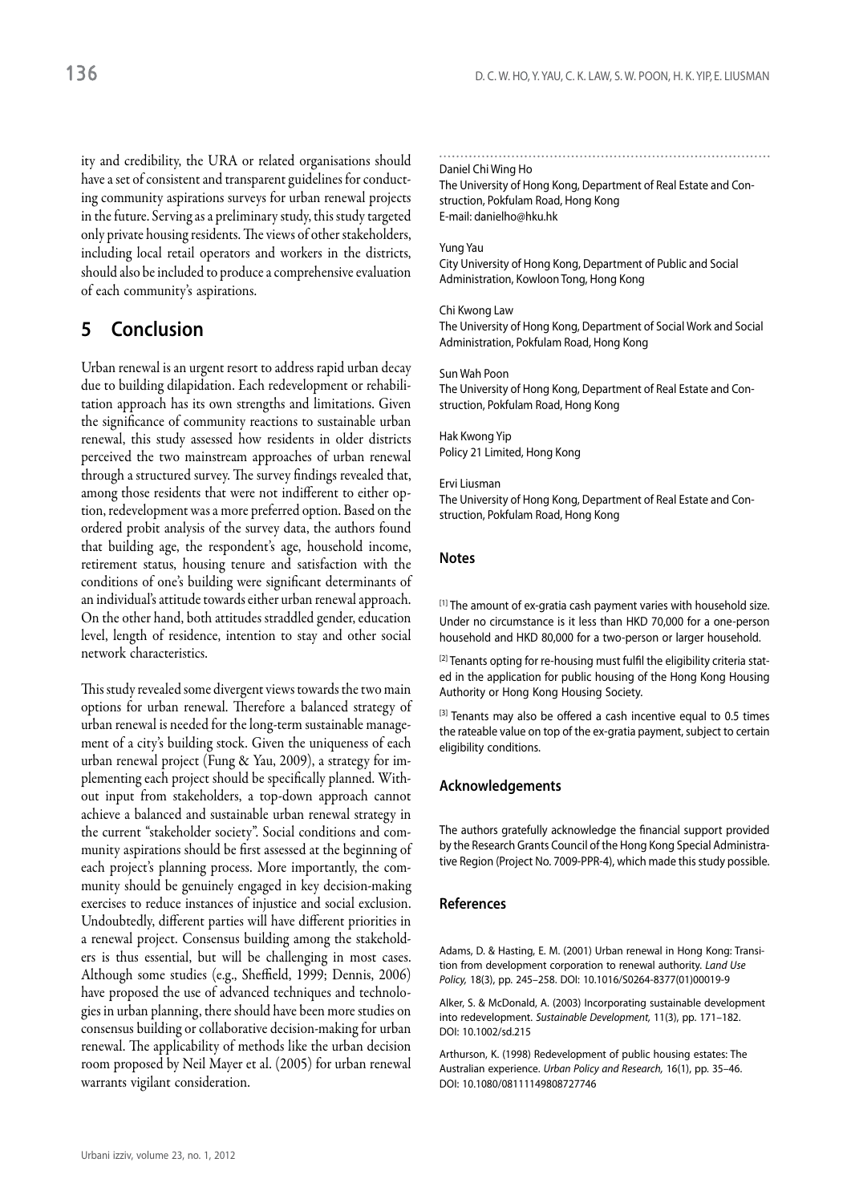ity and credibility, the URA or related organisations should have a set of consistent and transparent guidelines for conducting community aspirations surveys for urban renewal projects in the future. Serving as a preliminary study, this study targeted only private housing residents. The views of other stakeholders, including local retail operators and workers in the districts, should also be included to produce a comprehensive evaluation of each community's aspirations.

## 5 Conclusion

Urban renewal is an urgent resort to address rapid urban decay due to building dilapidation. Each redevelopment or rehabilitation approach has its own strengths and limitations. Given the significance of community reactions to sustainable urban renewal, this study assessed how residents in older districts perceived the two mainstream approaches of urban renewal through a structured survey. The survey findings revealed that, among those residents that were not indifferent to either option, redevelopment was a more preferred option. Based on the ordered probit analysis of the survey data, the authors found that building age, the respondent's age, household income, retirement status, housing tenure and satisfaction with the conditions of one's building were significant determinants of an individual's attitude towards either urban renewal approach. On the other hand, both attitudes straddled gender, education level, length of residence, intention to stay and other social network characteristics.

This study revealed some divergent views towards the two main options for urban renewal. Therefore a balanced strategy of urban renewal is needed for the long-term sustainable management of a city's building stock. Given the uniqueness of each urban renewal project (Fung & Yau, 2009), a strategy for implementing each project should be specifically planned. Without input from stakeholders, a top-down approach cannot achieve a balanced and sustainable urban renewal strategy in the current "stakeholder society". Social conditions and community aspirations should be first assessed at the beginning of each project's planning process. More importantly, the community should be genuinely engaged in key decision-making exercises to reduce instances of injustice and social exclusion. Undoubtedly, different parties will have different priorities in a renewal project. Consensus building among the stakeholders is thus essential, but will be challenging in most cases. Although some studies (e.g., Sheffield, 1999; Dennis, 2006) have proposed the use of advanced techniques and technologies in urban planning, there should have been more studies on consensus building or collaborative decision-making for urban renewal. The applicability of methods like the urban decision room proposed by Neil Mayer et al. (2005) for urban renewal warrants vigilant consideration.

Daniel Chi Wing Ho
The University of Hong Kong, Department of Real Estate and Construction, Pokfulam Road, Hong Kong
E-mail: danielho@hku.hk

Yung Yau
City University of Hong Kong, Department of Public and Social Administration, Kowloon Tong, Hong Kong

Chi Kwong Law
The University of Hong Kong, Department of Social Work and Social Administration, Pokfulam Road, Hong Kong

Sun Wah Poon
The University of Hong Kong, Department of Real Estate and Construction, Pokfulam Road, Hong Kong

Hak Kwong Yip
Policy 21 Limited, Hong Kong

Ervi Liusman
The University of Hong Kong, Department of Real Estate and Construction, Pokfulam Road, Hong Kong

### Notes

[1] The amount of ex-gratia cash payment varies with household size. Under no circumstance is it less than HKD 70,000 for a one-person household and HKD 80,000 for a two-person or larger household.

[2] Tenants opting for re-housing must fulfil the eligibility criteria stated in the application for public housing of the Hong Kong Housing Authority or Hong Kong Housing Society.

[3] Tenants may also be offered a cash incentive equal to 0.5 times the rateable value on top of the ex-gratia payment, subject to certain eligibility conditions.

### Acknowledgements

The authors gratefully acknowledge the financial support provided by the Research Grants Council of the Hong Kong Special Administrative Region (Project No. 7009-PPR-4), which made this study possible.

### References

Adams, D. & Hasting, E. M. (2001) Urban renewal in Hong Kong: Transition from development corporation to renewal authority. *Land Use Policy*, 18(3), pp. 245–258. DOI: 10.1016/S0264-8377(01)00019-9

Alker, S. & McDonald, A. (2003) Incorporating sustainable development into redevelopment. *Sustainable Development*, 11(3), pp. 171–182. DOI: 10.1002/sd.215

Arthurson, K. (1998) Redevelopment of public housing estates: The Australian experience. *Urban Policy and Research*, 16(1), pp. 35–46. DOI: 10.1080/08111149808727746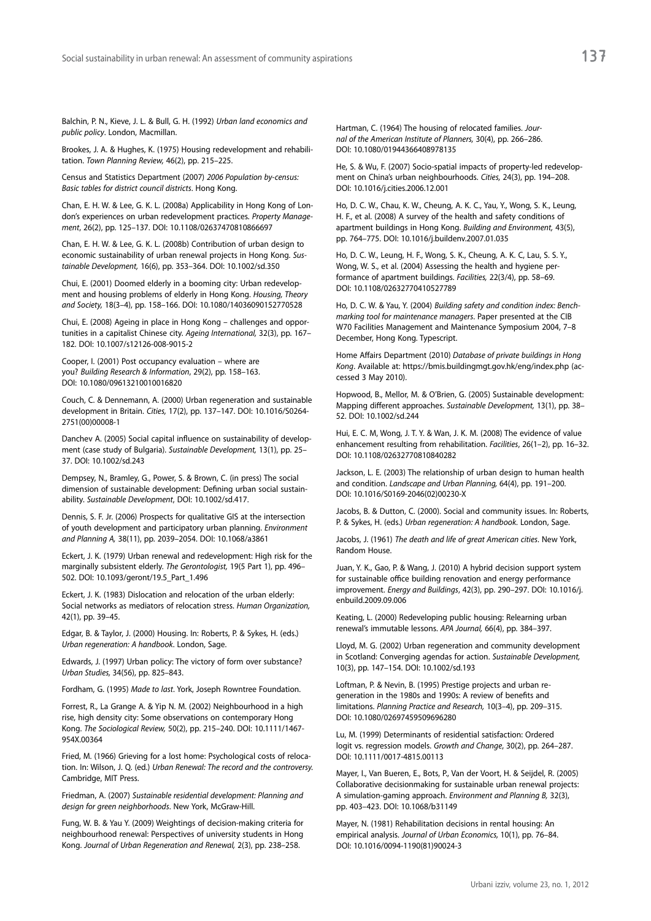Balchin, P. N., Kieve, J. L. & Bull, G. H. (1992) *Urban land economics and public policy*. London, Macmillan.

Brookes, J. A. & Hughes, K. (1975) Housing redevelopment and rehabilitation. *Town Planning Review,* 46(2), pp. 215–225.

Census and Statistics Department (2007) *2006 Population by-census: Basic tables for district council districts*. Hong Kong.

Chan, E. H. W. & Lee, G. K. L. (2008a) Applicability in Hong Kong of London's experiences on urban redevelopment practices. *Property Management*, 26(2), pp. 125–137. DOI: 10.1108/02637470810866697

Chan, E. H. W. & Lee, G. K. L. (2008b) Contribution of urban design to economic sustainability of urban renewal projects in Hong Kong. *Sustainable Development,* 16(6), pp. 353–364. DOI: 10.1002/sd.350

Chui, E. (2001) Doomed elderly in a booming city: Urban redevelopment and housing problems of elderly in Hong Kong. *Housing, Theory and Society,* 18(3–4), pp. 158–166. DOI: 10.1080/14036090152770528

Chui, E. (2008) Ageing in place in Hong Kong – challenges and opportunities in a capitalist Chinese city. *Ageing International,* 32(3), pp. 167–182. DOI: 10.1007/s12126-008-9015-2

Cooper, I. (2001) Post occupancy evaluation – where are you? *Building Research & Information*, 29(2), pp. 158–163. DOI: 10.1080/09613210010016820

Couch, C. & Dennemann, A. (2000) Urban regeneration and sustainable development in Britain. *Cities,* 17(2), pp. 137–147. DOI: 10.1016/S0264-2751(00)00008-1

Danchev A. (2005) Social capital influence on sustainability of development (case study of Bulgaria). *Sustainable Development,* 13(1), pp. 25–37. DOI: 10.1002/sd.243

Dempsey, N., Bramley, G., Power, S. & Brown, C. (in press) The social dimension of sustainable development: Defining urban social sustainability. *Sustainable Development*, DOI: 10.1002/sd.417.

Dennis, S. F. Jr. (2006) Prospects for qualitative GIS at the intersection of youth development and participatory urban planning. *Environment and Planning A,* 38(11), pp. 2039–2054. DOI: 10.1068/a3861

Eckert, J. K. (1979) Urban renewal and redevelopment: High risk for the marginally subsistent elderly. *The Gerontologist,* 19(5 Part 1), pp. 496–502. DOI: 10.1093/geront/19.5_Part_1.496

Eckert, J. K. (1983) Dislocation and relocation of the urban elderly: Social networks as mediators of relocation stress. *Human Organization,* 42(1), pp. 39–45.

Edgar, B. & Taylor, J. (2000) Housing. In: Roberts, P. & Sykes, H. (eds.) *Urban regeneration: A handbook*. London, Sage.

Edwards, J. (1997) Urban policy: The victory of form over substance? *Urban Studies,* 34(56), pp. 825–843.

Fordham, G. (1995) *Made to last*. York, Joseph Rowntree Foundation.

Forrest, R., La Grange A. & Yip N. M. (2002) Neighbourhood in a high rise, high density city: Some observations on contemporary Hong Kong. *The Sociological Review,* 50(2), pp. 215–240. DOI: 10.1111/1467-954X.00364

Fried, M. (1966) Grieving for a lost home: Psychological costs of relocation. In: Wilson, J. Q. (ed.) *Urban Renewal: The record and the controversy.* Cambridge, MIT Press.

Friedman, A. (2007) *Sustainable residential development: Planning and design for green neighborhoods*. New York, McGraw-Hill.

Fung, W. B. & Yau Y. (2009) Weightings of decision-making criteria for neighbourhood renewal: Perspectives of university students in Hong Kong. *Journal of Urban Regeneration and Renewal,* 2(3), pp. 238–258.

Hartman, C. (1964) The housing of relocated families. *Journal of the American Institute of Planners,* 30(4), pp. 266–286. DOI: 10.1080/01944366408978135

He, S. & Wu, F. (2007) Socio-spatial impacts of property-led redevelopment on China's urban neighbourhoods. *Cities,* 24(3), pp. 194–208. DOI: 10.1016/j.cities.2006.12.001

Ho, D. C. W., Chau, K. W., Cheung, A. K. C., Yau, Y., Wong, S. K., Leung, H. F., et al. (2008) A survey of the health and safety conditions of apartment buildings in Hong Kong. *Building and Environment,* 43(5), pp. 764–775. DOI: 10.1016/j.buildenv.2007.01.035

Ho, D. C. W., Leung, H. F., Wong, S. K., Cheung, A. K. C, Lau, S. S. Y., Wong, W. S., et al. (2004) Assessing the health and hygiene performance of apartment buildings. *Facilities,* 22(3/4), pp. 58–69. DOI: 10.1108/02632770410527789

Ho, D. C. W. & Yau, Y. (2004) *Building safety and condition index: Benchmarking tool for maintenance managers*. Paper presented at the CIB W70 Facilities Management and Maintenance Symposium 2004, 7–8 December, Hong Kong. Typescript.

Home Affairs Department (2010) *Database of private buildings in Hong Kong*. Available at: https://bmis.buildingmgt.gov.hk/eng/index.php (accessed 3 May 2010).

Hopwood, B., Mellor, M. & O'Brien, G. (2005) Sustainable development: Mapping different approaches. *Sustainable Development,* 13(1), pp. 38–52. DOI: 10.1002/sd.244

Hui, E. C. M, Wong, J. T. Y. & Wan, J. K. M. (2008) The evidence of value enhancement resulting from rehabilitation. *Facilities*, 26(1–2), pp. 16–32. DOI: 10.1108/02632770810840282

Jackson, L. E. (2003) The relationship of urban design to human health and condition. *Landscape and Urban Planning,* 64(4), pp. 191–200. DOI: 10.1016/S0169-2046(02)00230-X

Jacobs, B. & Dutton, C. (2000). Social and community issues. In: Roberts, P. & Sykes, H. (eds.) *Urban regeneration: A handbook*. London, Sage.

Jacobs, J. (1961) *The death and life of great American cities*. New York, Random House.

Juan, Y. K., Gao, P. & Wang, J. (2010) A hybrid decision support system for sustainable office building renovation and energy performance improvement. *Energy and Buildings*, 42(3), pp. 290–297. DOI: 10.1016/j.enbuild.2009.09.006

Keating, L. (2000) Redeveloping public housing: Relearning urban renewal's immutable lessons. *APA Journal,* 66(4), pp. 384–397.

Lloyd, M. G. (2002) Urban regeneration and community development in Scotland: Converging agendas for action. *Sustainable Development,* 10(3), pp. 147–154. DOI: 10.1002/sd.193

Loftman, P. & Nevin, B. (1995) Prestige projects and urban regeneration in the 1980s and 1990s: A review of benefits and limitations. *Planning Practice and Research,* 10(3–4), pp. 209–315. DOI: 10.1080/02697459509696280

Lu, M. (1999) Determinants of residential satisfaction: Ordered logit vs. regression models. *Growth and Change*, 30(2), pp. 264–287. DOI: 10.1111/0017-4815.00113

Mayer, I., Van Bueren, E., Bots, P., Van der Voort, H. & Seijdel, R. (2005) Collaborative decisionmaking for sustainable urban renewal projects: A simulation-gaming approach. *Environment and Planning B,* 32(3), pp. 403–423. DOI: 10.1068/b31149

Mayer, N. (1981) Rehabilitation decisions in rental housing: An empirical analysis. *Journal of Urban Economics,* 10(1), pp. 76–84. DOI: 10.1016/0094-1190(81)90024-3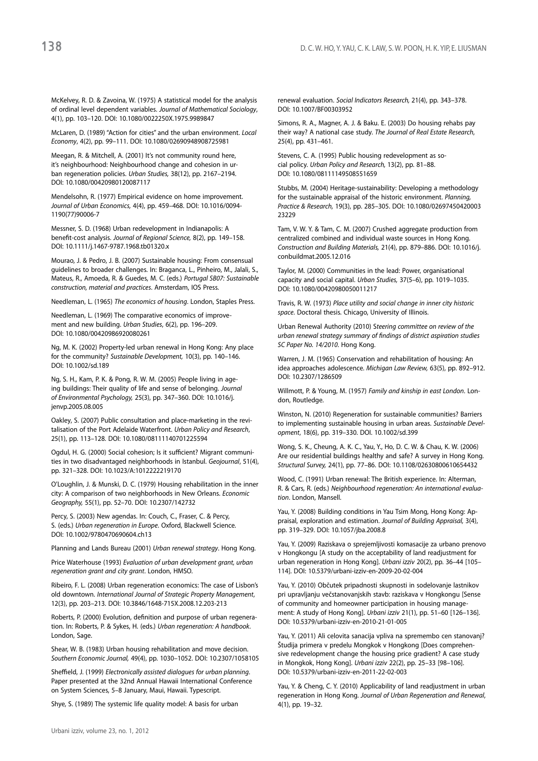McKelvey, R. D. & Zavoina, W. (1975) A statistical model for the analysis of ordinal level dependent variables. *Journal of Mathematical Sociology*, 4(1), pp. 103–120. DOI: 10.1080/0022250X.1975.9989847

McLaren, D. (1989) "Action for cities" and the urban environment. *Local Economy*, 4(2), pp. 99–111. DOI: 10.1080/02690948908725981

Meegan, R. & Mitchell, A. (2001) It's not community round here, it's neighbourhood: Neighbourhood change and cohesion in urban regeneration policies. *Urban Studies,* 38(12), pp. 2167–2194. DOI: 10.1080/00420980120087117

Mendelsohn, R. (1977) Empirical evidence on home improvement. *Journal of Urban Economics,* 4(4), pp. 459–468. DOI: 10.1016/0094-1190(77)90006-7

Messner, S. D. (1968) Urban redevelopment in Indianapolis: A benefit-cost analysis. *Journal of Regional Science,* 8(2), pp. 149–158. DOI: 10.1111/j.1467-9787.1968.tb01320.x

Mourao, J. & Pedro, J. B. (2007) Sustainable housing: From consensual guidelines to broader challenges. In: Braganca, L., Pinheiro, M., Jalali, S., Mateus, R., Amoeda, R. & Guedes, M. C. (eds.) *Portugal SB07: Sustainable construction, material and practices*. Amsterdam, IOS Press.

Needleman, L. (1965) *The economics of housing*. London, Staples Press.

Needleman, L. (1969) The comparative economics of improvement and new building. *Urban Studies*, 6(2), pp. 196–209. DOI: 10.1080/00420986920080261

Ng, M. K. (2002) Property-led urban renewal in Hong Kong: Any place for the community? *Sustainable Development,* 10(3), pp. 140–146. DOI: 10.1002/sd.189

Ng, S. H., Kam, P. K. & Pong, R. W. M. (2005) People living in ageing buildings: Their quality of life and sense of belonging. *Journal of Environmental Psychology,* 25(3), pp. 347–360. DOI: 10.1016/j.jenvp.2005.08.005

Oakley, S. (2007) Public consultation and place-marketing in the revitalisation of the Port Adelaide Waterfront. *Urban Policy and Research*, 25(1), pp. 113–128. DOI: 10.1080/08111140701225594

Ogdul, H. G. (2000) Social cohesion; Is it sufficient? Migrant communities in two disadvantaged neighborhoods in Istanbul. *Geojournal*, 51(4), pp. 321–328. DOI: 10.1023/A:1012222219170

O'Loughlin, J. & Munski, D. C. (1979) Housing rehabilitation in the inner city: A comparison of two neighborhoods in New Orleans. *Economic Geography,* 55(1), pp. 52–70. DOI: 10.2307/142732

Percy, S. (2003) New agendas. In: Couch, C., Fraser, C. & Percy, S. (eds.) *Urban regeneration in Europe*. Oxford, Blackwell Science. DOI: 10.1002/9780470690604.ch13

Planning and Lands Bureau (2001) *Urban renewal strategy*. Hong Kong.

Price Waterhouse (1993) *Evaluation of urban development grant, urban regeneration grant and city grant*. London, HMSO.

Ribeiro, F. L. (2008) Urban regeneration economics: The case of Lisbon's old downtown. *International Journal of Strategic Property Management*, 12(3), pp. 203–213. DOI: 10.3846/1648-715X.2008.12.203-213

Roberts, P. (2000) Evolution, definition and purpose of urban regeneration. In: Roberts, P. & Sykes, H. (eds.) *Urban regeneration: A handbook*. London, Sage.

Shear, W. B. (1983) Urban housing rehabilitation and move decision. *Southern Economic Journal,* 49(4), pp. 1030–1052. DOI: 10.2307/1058105

Sheffield, J. (1999) *Electronically assisted dialogues for urban planning*. Paper presented at the 32nd Annual Hawaii International Conference on System Sciences, 5–8 January, Maui, Hawaii. Typescript.

Shye, S. (1989) The systemic life quality model: A basis for urban renewal evaluation. *Social Indicators Research,* 21(4), pp. 343–378. DOI: 10.1007/BF00303952

Simons, R. A., Magner, A. J. & Baku. E. (2003) Do housing rehabs pay their way? A national case study. *The Journal of Real Estate Research*, 25(4), pp. 431–461.

Stevens, C. A. (1995) Public housing redevelopment as social policy. *Urban Policy and Research,* 13(2), pp. 81–88. DOI: 10.1080/08111149508551659

Stubbs, M. (2004) Heritage-sustainability: Developing a methodology for the sustainable appraisal of the historic environment. *Planning, Practice & Research,* 19(3), pp. 285–305. DOI: 10.1080/0269745042000323229

Tam, V. W. Y. & Tam, C. M. (2007) Crushed aggregate production from centralized combined and individual waste sources in Hong Kong. *Construction and Building Materials,* 21(4), pp. 879–886. DOI: 10.1016/j.conbuildmat.2005.12.016

Taylor, M. (2000) Communities in the lead: Power, organisational capacity and social capital. *Urban Studies,* 37(5–6), pp. 1019–1035. DOI: 10.1080/00420980050011217

Travis, R. W. (1973) *Place utility and social change in inner city historic space.* Doctoral thesis. Chicago, University of Illinois.

Urban Renewal Authority (2010) S*teering committee on review of the urban renewal strategy summary of findings of district aspiration studies SC Paper No. 14/2010*. Hong Kong.

Warren, J. M. (1965) Conservation and rehabilitation of housing: An idea approaches adolescence. *Michigan Law Review,* 63(5), pp. 892–912. DOI: 10.2307/1286509

Willmott, P. & Young, M. (1957) *Family and kinship in east London*. London, Routledge.

Winston, N. (2010) Regeneration for sustainable communities? Barriers to implementing sustainable housing in urban areas. *Sustainable Development*, 18(6), pp. 319–330. DOI. 10.1002/sd.399

Wong, S. K., Cheung, A. K. C., Yau, Y., Ho, D. C. W. & Chau, K. W. (2006) Are our residential buildings healthy and safe? A survey in Hong Kong. *Structural Survey,* 24(1), pp. 77–86. DOI: 10.1108/02630800610654432

Wood, C. (1991) Urban renewal: The British experience. In: Alterman, R. & Cars, R. (eds.) *Neighbourhood regeneration: An international evaluation*. London, Mansell.

Yau, Y. (2008) Building conditions in Yau Tsim Mong, Hong Kong: Appraisal, exploration and estimation. *Journal of Building Appraisal,* 3(4), pp. 319–329. DOI: 10.1057/jba.2008.8

Yau, Y. (2009) Raziskava o sprejemljivosti komasacije za urbano prenovo v Hongkongu [A study on the acceptability of land readjustment for urban regeneration in Hong Kong]. *Urbani izziv* 20(2), pp. 36–44 [105–114]. DOI: 10.5379/urbani-izziv-en-2009-20-02-004

Yau, Y. (2010) Občutek pripadnosti skupnosti in sodelovanje lastnikov pri upravljanju večstanovanjskih stavb: raziskava v Hongkongu [Sense of community and homeowner participation in housing management: A study of Hong Kong]. *Urbani izziv* 21(1), pp. 51–60 [126–136]. DOI: 10.5379/urbani-izziv-en-2010-21-01-005

Yau, Y. (2011) Ali celovita sanacija vpliva na spremembo cen stanovanj? Študija primera v predelu Mongkok v Hongkong [Does comprehensive redevelopment change the housing price gradient? A case study in Mongkok, Hong Kong]. *Urbani izziv* 22(2), pp. 25–33 [98–106]. DOI: 10.5379/urbani-izziv-en-2011-22-02-003

Yau, Y. & Cheng, C. Y. (2010) Applicability of land readjustment in urban regeneration in Hong Kong. *Journal of Urban Regeneration and Renewal*, 4(1), pp. 19–32.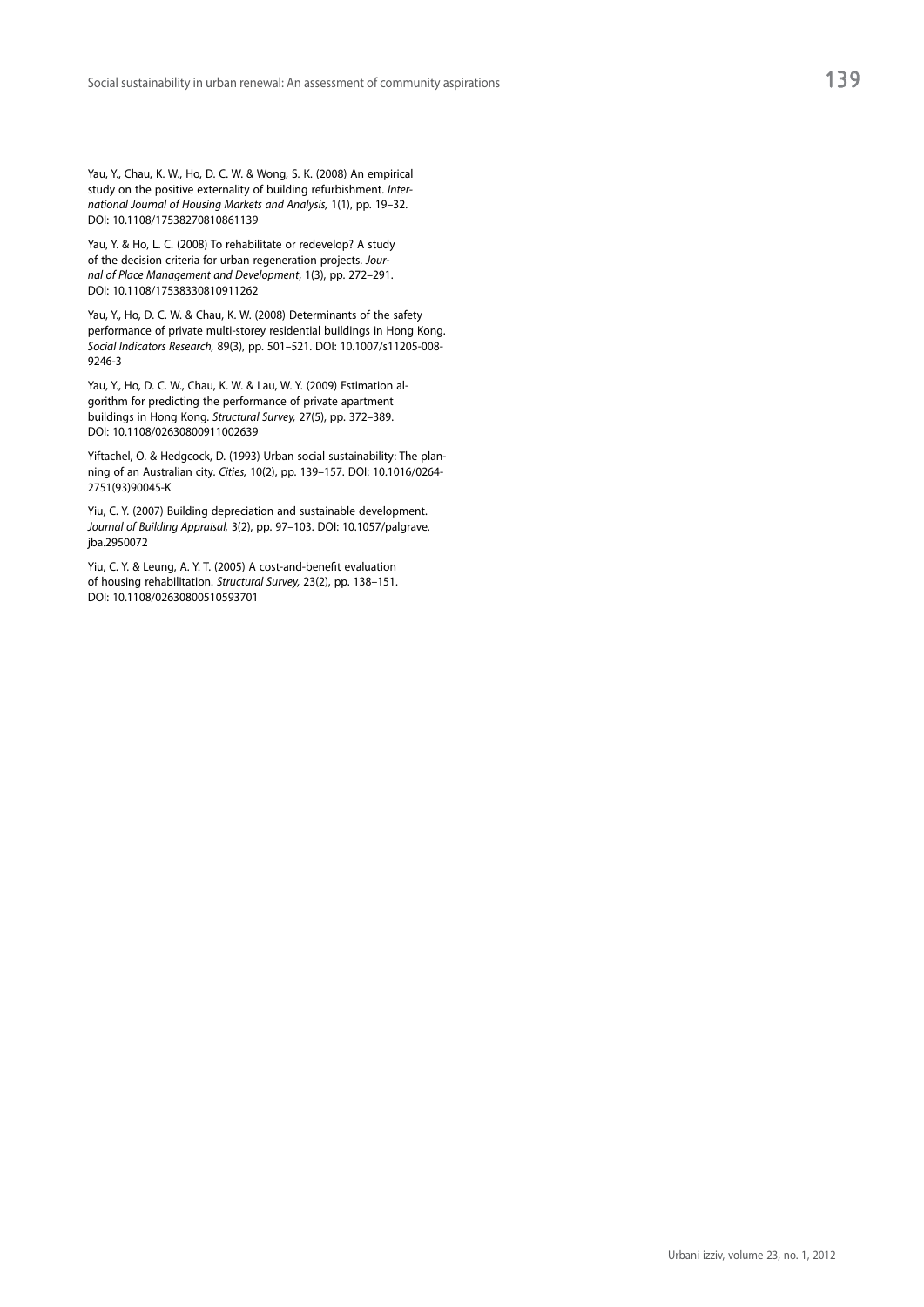Yau, Y., Chau, K. W., Ho, D. C. W. & Wong, S. K. (2008) An empirical study on the positive externality of building refurbishment. *International Journal of Housing Markets and Analysis,* 1(1), pp. 19–32. DOI: 10.1108/17538270810861139

Yau, Y. & Ho, L. C. (2008) To rehabilitate or redevelop? A study of the decision criteria for urban regeneration projects. *Journal of Place Management and Development*, 1(3), pp. 272–291. DOI: 10.1108/17538330810911262

Yau, Y., Ho, D. C. W. & Chau, K. W. (2008) Determinants of the safety performance of private multi-storey residential buildings in Hong Kong. *Social Indicators Research,* 89(3), pp. 501–521. DOI: 10.1007/s11205-008-9246-3

Yau, Y., Ho, D. C. W., Chau, K. W. & Lau, W. Y. (2009) Estimation algorithm for predicting the performance of private apartment buildings in Hong Kong. *Structural Survey,* 27(5), pp. 372–389. DOI: 10.1108/02630800911002639

Yiftachel, O. & Hedgcock, D. (1993) Urban social sustainability: The planning of an Australian city. *Cities,* 10(2), pp. 139–157. DOI: 10.1016/0264-2751(93)90045-K

Yiu, C. Y. (2007) Building depreciation and sustainable development. *Journal of Building Appraisal,* 3(2), pp. 97–103. DOI: 10.1057/palgrave.jba.2950072

Yiu, C. Y. & Leung, A. Y. T. (2005) A cost-and-benefit evaluation of housing rehabilitation. *Structural Survey,* 23(2), pp. 138–151. DOI: 10.1108/02630800510593701